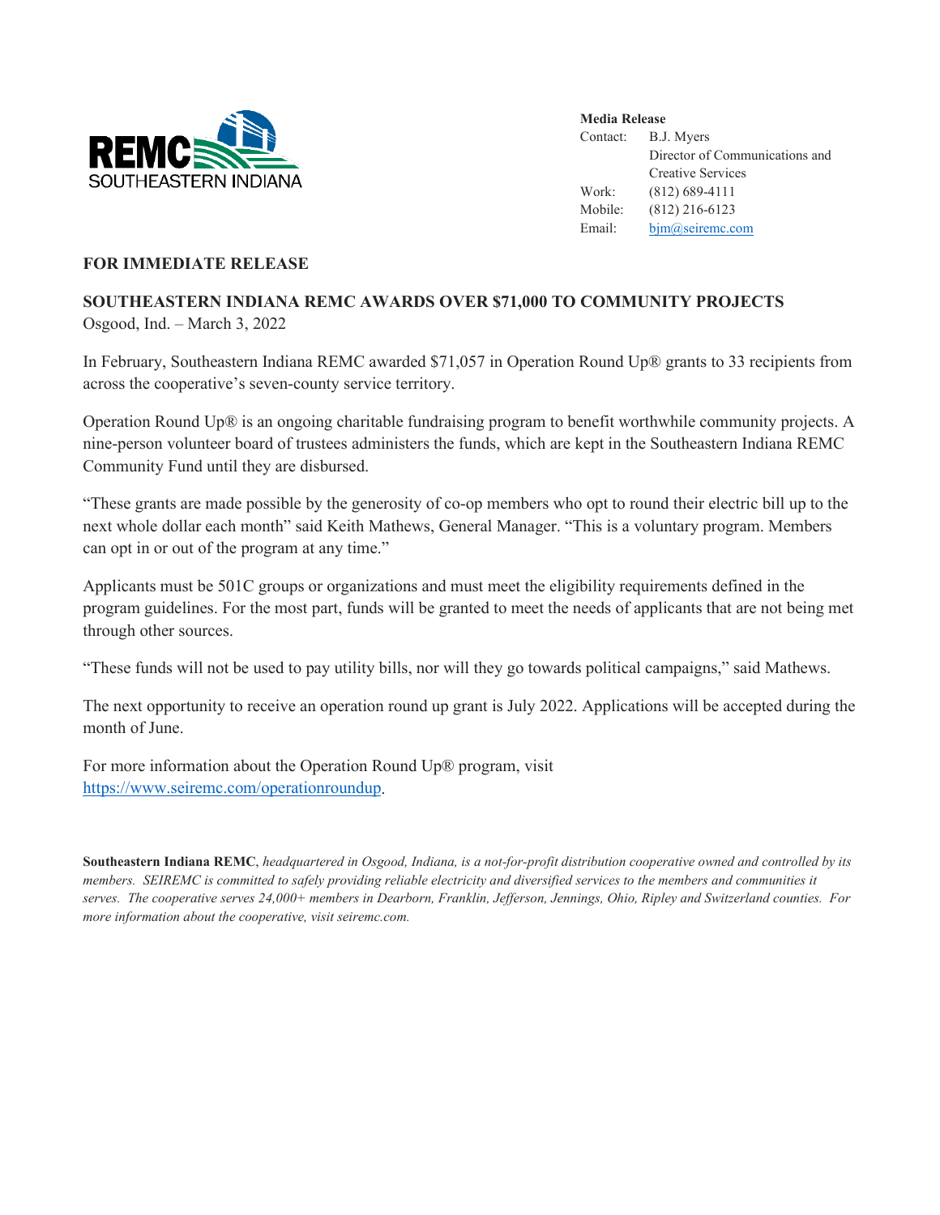REMC SOUTHEASTERN INDIANA

**Media Release**

Contact: B.J. Myers
Director of Communications and Creative Services
Work: (812) 689-4111
Mobile: (812) 216-6123
Email: [bjm@seiremc.com](mailto:bjm@seiremc.com)

**FOR IMMEDIATE RELEASE**

## SOUTHEASTERN INDIANA REMC AWARDS OVER $71,000 TO COMMUNITY PROJECTS

Osgood, Ind. – March 3, 2022

In February, Southeastern Indiana REMC awarded $71,057 in Operation Round Up® grants to 33 recipients from across the cooperative's seven-county service territory.

Operation Round Up® is an ongoing charitable fundraising program to benefit worthwhile community projects. A nine-person volunteer board of trustees administers the funds, which are kept in the Southeastern Indiana REMC Community Fund until they are disbursed.

"These grants are made possible by the generosity of co-op members who opt to round their electric bill up to the next whole dollar each month" said Keith Mathews, General Manager. "This is a voluntary program. Members can opt in or out of the program at any time."

Applicants must be 501C groups or organizations and must meet the eligibility requirements defined in the program guidelines. For the most part, funds will be granted to meet the needs of applicants that are not being met through other sources.

"These funds will not be used to pay utility bills, nor will they go towards political campaigns," said Mathews.

The next opportunity to receive an operation round up grant is July 2022. Applications will be accepted during the month of June.

For more information about the Operation Round Up® program, visit [https://www.seiremc.com/operationroundup](https://www.seiremc.com/operationroundup).

**Southeastern Indiana REMC**, *headquartered in Osgood, Indiana, is a not-for-profit distribution cooperative owned and controlled by its members. SEIREMC is committed to safely providing reliable electricity and diversified services to the members and communities it serves. The cooperative serves 24,000+ members in Dearborn, Franklin, Jefferson, Jennings, Ohio, Ripley and Switzerland counties. For more information about the cooperative, visit seiremc.com.*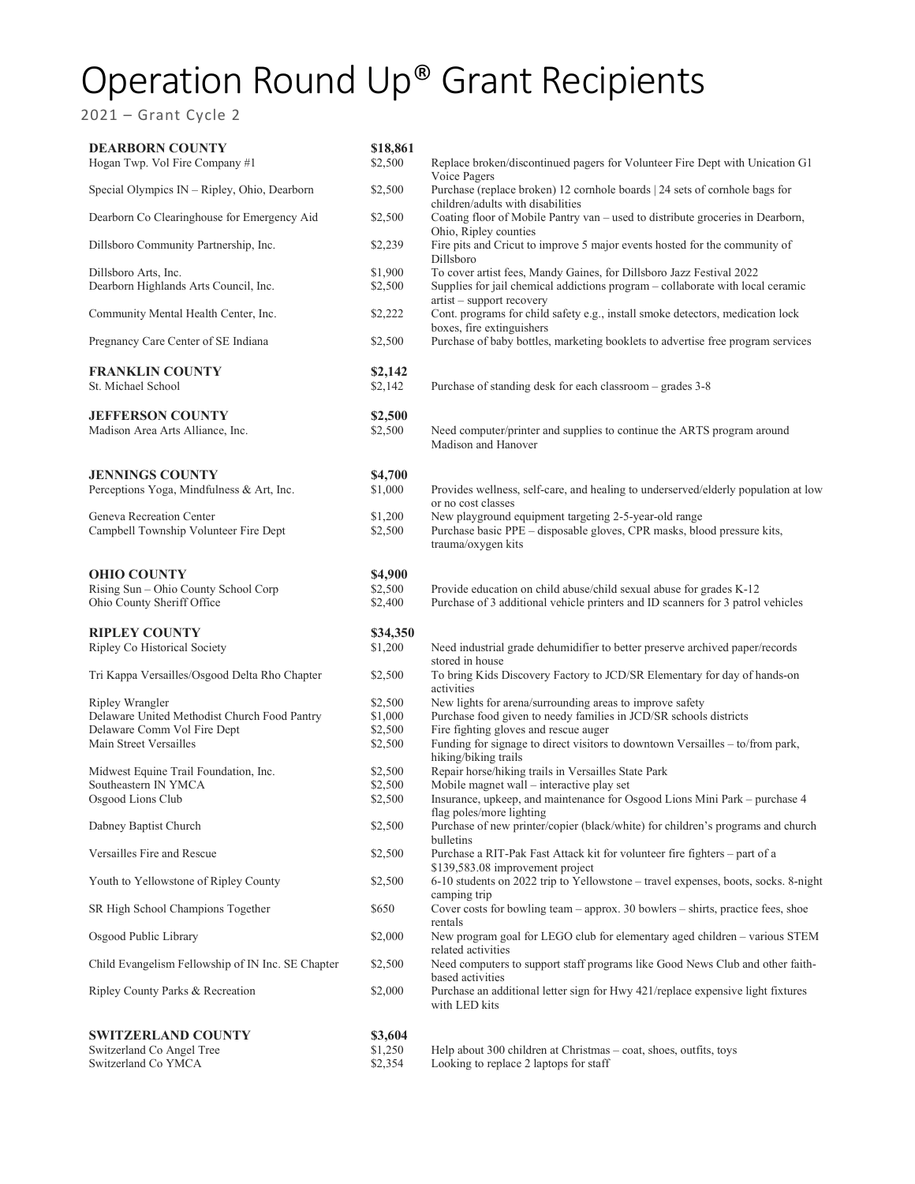# Operation Round Up® Grant Recipients

2021 – Grant Cycle 2

| | | |
|---|---|---|
| **DEARBORN COUNTY** | **$18,861** | |
| Hogan Twp. Vol Fire Company #1 | $2,500 | Replace broken/discontinued pagers for Volunteer Fire Dept with Unication G1 Voice Pagers |
| Special Olympics IN – Ripley, Ohio, Dearborn | $2,500 | Purchase (replace broken) 12 cornhole boards \| 24 sets of cornhole bags for children/adults with disabilities |
| Dearborn Co Clearinghouse for Emergency Aid | $2,500 | Coating floor of Mobile Pantry van – used to distribute groceries in Dearborn, Ohio, Ripley counties |
| Dillsboro Community Partnership, Inc. | $2,239 | Fire pits and Cricut to improve 5 major events hosted for the community of Dillsboro |
| Dillsboro Arts, Inc. | $1,900 | To cover artist fees, Mandy Gaines, for Dillsboro Jazz Festival 2022 |
| Dearborn Highlands Arts Council, Inc. | $2,500 | Supplies for jail chemical addictions program – collaborate with local ceramic artist – support recovery |
| Community Mental Health Center, Inc. | $2,222 | Cont. programs for child safety e.g., install smoke detectors, medication lock boxes, fire extinguishers |
| Pregnancy Care Center of SE Indiana | $2,500 | Purchase of baby bottles, marketing booklets to advertise free program services |
| **FRANKLIN COUNTY** | **$2,142** | |
| St. Michael School | $2,142 | Purchase of standing desk for each classroom – grades 3-8 |
| **JEFFERSON COUNTY** | **$2,500** | |
| Madison Area Arts Alliance, Inc. | $2,500 | Need computer/printer and supplies to continue the ARTS program around Madison and Hanover |
| **JENNINGS COUNTY** | **$4,700** | |
| Perceptions Yoga, Mindfulness & Art, Inc. | $1,000 | Provides wellness, self-care, and healing to underserved/elderly population at low or no cost classes |
| Geneva Recreation Center | $1,200 | New playground equipment targeting 2-5-year-old range |
| Campbell Township Volunteer Fire Dept | $2,500 | Purchase basic PPE – disposable gloves, CPR masks, blood pressure kits, trauma/oxygen kits |
| **OHIO COUNTY** | **$4,900** | |
| Rising Sun – Ohio County School Corp | $2,500 | Provide education on child abuse/child sexual abuse for grades K-12 |
| Ohio County Sheriff Office | $2,400 | Purchase of 3 additional vehicle printers and ID scanners for 3 patrol vehicles |
| **RIPLEY COUNTY** | **$34,350** | |
| Ripley Co Historical Society | $1,200 | Need industrial grade dehumidifier to better preserve archived paper/records stored in house |
| Tri Kappa Versailles/Osgood Delta Rho Chapter | $2,500 | To bring Kids Discovery Factory to JCD/SR Elementary for day of hands-on activities |
| Ripley Wrangler | $2,500 | New lights for arena/surrounding areas to improve safety |
| Delaware United Methodist Church Food Pantry | $1,000 | Purchase food given to needy families in JCD/SR schools districts |
| Delaware Comm Vol Fire Dept | $2,500 | Fire fighting gloves and rescue auger |
| Main Street Versailles | $2,500 | Funding for signage to direct visitors to downtown Versailles – to/from park, hiking/biking trails |
| Midwest Equine Trail Foundation, Inc. | $2,500 | Repair horse/hiking trails in Versailles State Park |
| Southeastern IN YMCA | $2,500 | Mobile magnet wall – interactive play set |
| Osgood Lions Club | $2,500 | Insurance, upkeep, and maintenance for Osgood Lions Mini Park – purchase 4 flag poles/more lighting |
| Dabney Baptist Church | $2,500 | Purchase of new printer/copier (black/white) for children's programs and church bulletins |
| Versailles Fire and Rescue | $2,500 | Purchase a RIT-Pak Fast Attack kit for volunteer fire fighters – part of a $139,583.08 improvement project |
| Youth to Yellowstone of Ripley County | $2,500 | 6-10 students on 2022 trip to Yellowstone – travel expenses, boots, socks. 8-night camping trip |
| SR High School Champions Together | $650 | Cover costs for bowling team – approx. 30 bowlers – shirts, practice fees, shoe rentals |
| Osgood Public Library | $2,000 | New program goal for LEGO club for elementary aged children – various STEM related activities |
| Child Evangelism Fellowship of IN Inc. SE Chapter | $2,500 | Need computers to support staff programs like Good News Club and other faith-based activities |
| Ripley County Parks & Recreation | $2,000 | Purchase an additional letter sign for Hwy 421/replace expensive light fixtures with LED kits |
| **SWITZERLAND COUNTY** | **$3,604** | |
| Switzerland Co Angel Tree | $1,250 | Help about 300 children at Christmas – coat, shoes, outfits, toys |
| Switzerland Co YMCA | $2,354 | Looking to replace 2 laptops for staff |